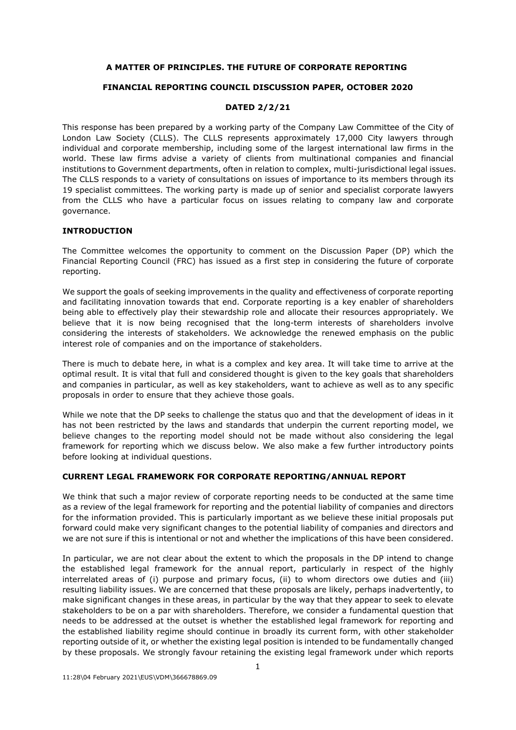**A MATTER OF PRINCIPLES. THE FUTURE OF CORPORATE REPORTING**

**FINANCIAL REPORTING COUNCIL DISCUSSION PAPER, OCTOBER 2020**

**DATED 2/2/21**

This response has been prepared by a working party of the Company Law Committee of the City of London Law Society (CLLS). The CLLS represents approximately 17,000 City lawyers through individual and corporate membership, including some of the largest international law firms in the world. These law firms advise a variety of clients from multinational companies and financial institutions to Government departments, often in relation to complex, multi-jurisdictional legal issues. The CLLS responds to a variety of consultations on issues of importance to its members through its 19 specialist committees. The working party is made up of senior and specialist corporate lawyers from the CLLS who have a particular focus on issues relating to company law and corporate governance.

## INTRODUCTION

The Committee welcomes the opportunity to comment on the Discussion Paper (DP) which the Financial Reporting Council (FRC) has issued as a first step in considering the future of corporate reporting.

We support the goals of seeking improvements in the quality and effectiveness of corporate reporting and facilitating innovation towards that end. Corporate reporting is a key enabler of shareholders being able to effectively play their stewardship role and allocate their resources appropriately. We believe that it is now being recognised that the long-term interests of shareholders involve considering the interests of stakeholders. We acknowledge the renewed emphasis on the public interest role of companies and on the importance of stakeholders.

There is much to debate here, in what is a complex and key area. It will take time to arrive at the optimal result. It is vital that full and considered thought is given to the key goals that shareholders and companies in particular, as well as key stakeholders, want to achieve as well as to any specific proposals in order to ensure that they achieve those goals.

While we note that the DP seeks to challenge the status quo and that the development of ideas in it has not been restricted by the laws and standards that underpin the current reporting model, we believe changes to the reporting model should not be made without also considering the legal framework for reporting which we discuss below. We also make a few further introductory points before looking at individual questions.

## CURRENT LEGAL FRAMEWORK FOR CORPORATE REPORTING/ANNUAL REPORT

We think that such a major review of corporate reporting needs to be conducted at the same time as a review of the legal framework for reporting and the potential liability of companies and directors for the information provided. This is particularly important as we believe these initial proposals put forward could make very significant changes to the potential liability of companies and directors and we are not sure if this is intentional or not and whether the implications of this have been considered.

In particular, we are not clear about the extent to which the proposals in the DP intend to change the established legal framework for the annual report, particularly in respect of the highly interrelated areas of (i) purpose and primary focus, (ii) to whom directors owe duties and (iii) resulting liability issues. We are concerned that these proposals are likely, perhaps inadvertently, to make significant changes in these areas, in particular by the way that they appear to seek to elevate stakeholders to be on a par with shareholders. Therefore, we consider a fundamental question that needs to be addressed at the outset is whether the established legal framework for reporting and the established liability regime should continue in broadly its current form, with other stakeholder reporting outside of it, or whether the existing legal position is intended to be fundamentally changed by these proposals. We strongly favour retaining the existing legal framework under which reports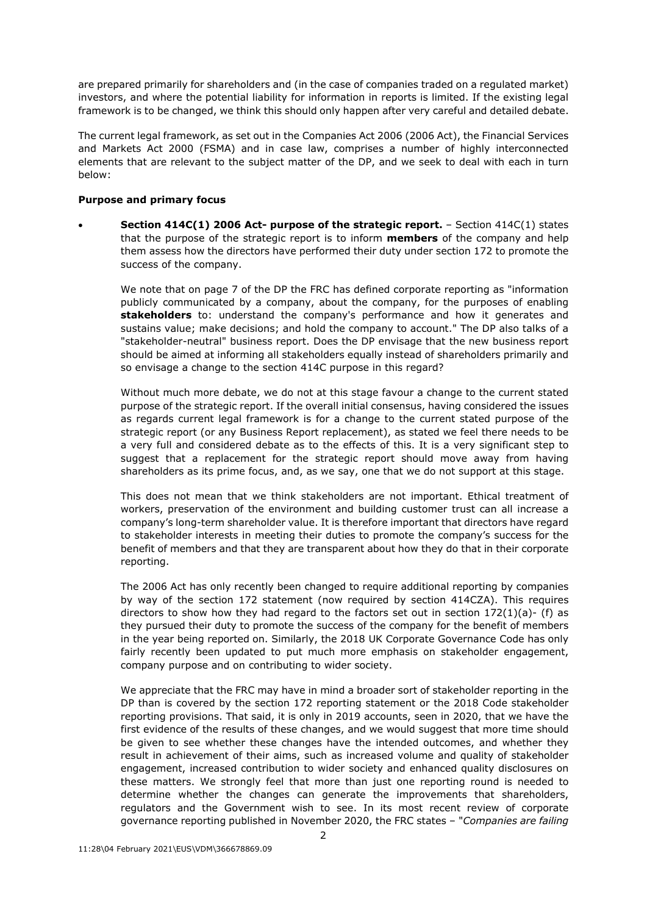are prepared primarily for shareholders and (in the case of companies traded on a regulated market) investors, and where the potential liability for information in reports is limited. If the existing legal framework is to be changed, we think this should only happen after very careful and detailed debate.

The current legal framework, as set out in the Companies Act 2006 (2006 Act), the Financial Services and Markets Act 2000 (FSMA) and in case law, comprises a number of highly interconnected elements that are relevant to the subject matter of the DP, and we seek to deal with each in turn below:

**Purpose and primary focus**

- **Section 414C(1) 2006 Act- purpose of the strategic report.** – Section 414C(1) states that the purpose of the strategic report is to inform **members** of the company and help them assess how the directors have performed their duty under section 172 to promote the success of the company.

  We note that on page 7 of the DP the FRC has defined corporate reporting as "information publicly communicated by a company, about the company, for the purposes of enabling **stakeholders** to: understand the company's performance and how it generates and sustains value; make decisions; and hold the company to account." The DP also talks of a "stakeholder-neutral" business report. Does the DP envisage that the new business report should be aimed at informing all stakeholders equally instead of shareholders primarily and so envisage a change to the section 414C purpose in this regard?

  Without much more debate, we do not at this stage favour a change to the current stated purpose of the strategic report. If the overall initial consensus, having considered the issues as regards current legal framework is for a change to the current stated purpose of the strategic report (or any Business Report replacement), as stated we feel there needs to be a very full and considered debate as to the effects of this. It is a very significant step to suggest that a replacement for the strategic report should move away from having shareholders as its prime focus, and, as we say, one that we do not support at this stage.

  This does not mean that we think stakeholders are not important. Ethical treatment of workers, preservation of the environment and building customer trust can all increase a company's long-term shareholder value. It is therefore important that directors have regard to stakeholder interests in meeting their duties to promote the company's success for the benefit of members and that they are transparent about how they do that in their corporate reporting.

  The 2006 Act has only recently been changed to require additional reporting by companies by way of the section 172 statement (now required by section 414CZA). This requires directors to show how they had regard to the factors set out in section 172(1)(a)- (f) as they pursued their duty to promote the success of the company for the benefit of members in the year being reported on. Similarly, the 2018 UK Corporate Governance Code has only fairly recently been updated to put much more emphasis on stakeholder engagement, company purpose and on contributing to wider society.

  We appreciate that the FRC may have in mind a broader sort of stakeholder reporting in the DP than is covered by the section 172 reporting statement or the 2018 Code stakeholder reporting provisions. That said, it is only in 2019 accounts, seen in 2020, that we have the first evidence of the results of these changes, and we would suggest that more time should be given to see whether these changes have the intended outcomes, and whether they result in achievement of their aims, such as increased volume and quality of stakeholder engagement, increased contribution to wider society and enhanced quality disclosures on these matters. We strongly feel that more than just one reporting round is needed to determine whether the changes can generate the improvements that shareholders, regulators and the Government wish to see. In its most recent review of corporate governance reporting published in November 2020, the FRC states – "*Companies are failing*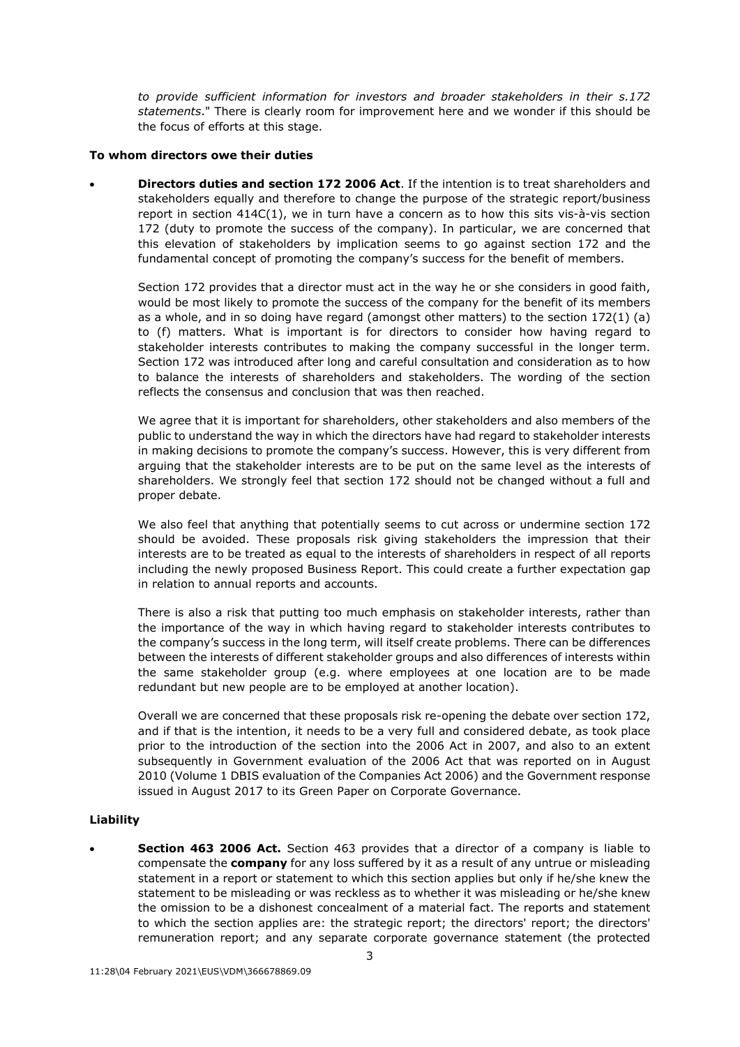*to provide sufficient information for investors and broader stakeholders in their s.172 statements*." There is clearly room for improvement here and we wonder if this should be the focus of efforts at this stage.

**To whom directors owe their duties**

- **Directors duties and section 172 2006 Act**. If the intention is to treat shareholders and stakeholders equally and therefore to change the purpose of the strategic report/business report in section 414C(1), we in turn have a concern as to how this sits vis-à-vis section 172 (duty to promote the success of the company). In particular, we are concerned that this elevation of stakeholders by implication seems to go against section 172 and the fundamental concept of promoting the company's success for the benefit of members.

  Section 172 provides that a director must act in the way he or she considers in good faith, would be most likely to promote the success of the company for the benefit of its members as a whole, and in so doing have regard (amongst other matters) to the section 172(1) (a) to (f) matters. What is important is for directors to consider how having regard to stakeholder interests contributes to making the company successful in the longer term. Section 172 was introduced after long and careful consultation and consideration as to how to balance the interests of shareholders and stakeholders. The wording of the section reflects the consensus and conclusion that was then reached.

  We agree that it is important for shareholders, other stakeholders and also members of the public to understand the way in which the directors have had regard to stakeholder interests in making decisions to promote the company's success. However, this is very different from arguing that the stakeholder interests are to be put on the same level as the interests of shareholders. We strongly feel that section 172 should not be changed without a full and proper debate.

  We also feel that anything that potentially seems to cut across or undermine section 172 should be avoided. These proposals risk giving stakeholders the impression that their interests are to be treated as equal to the interests of shareholders in respect of all reports including the newly proposed Business Report. This could create a further expectation gap in relation to annual reports and accounts.

  There is also a risk that putting too much emphasis on stakeholder interests, rather than the importance of the way in which having regard to stakeholder interests contributes to the company's success in the long term, will itself create problems. There can be differences between the interests of different stakeholder groups and also differences of interests within the same stakeholder group (e.g. where employees at one location are to be made redundant but new people are to be employed at another location).

  Overall we are concerned that these proposals risk re-opening the debate over section 172, and if that is the intention, it needs to be a very full and considered debate, as took place prior to the introduction of the section into the 2006 Act in 2007, and also to an extent subsequently in Government evaluation of the 2006 Act that was reported on in August 2010 (Volume 1 DBIS evaluation of the Companies Act 2006) and the Government response issued in August 2017 to its Green Paper on Corporate Governance.

**Liability**

- **Section 463 2006 Act.** Section 463 provides that a director of a company is liable to compensate the **company** for any loss suffered by it as a result of any untrue or misleading statement in a report or statement to which this section applies but only if he/she knew the statement to be misleading or was reckless as to whether it was misleading or he/she knew the omission to be a dishonest concealment of a material fact. The reports and statement to which the section applies are: the strategic report; the directors' report; the directors' remuneration report; and any separate corporate governance statement (the protected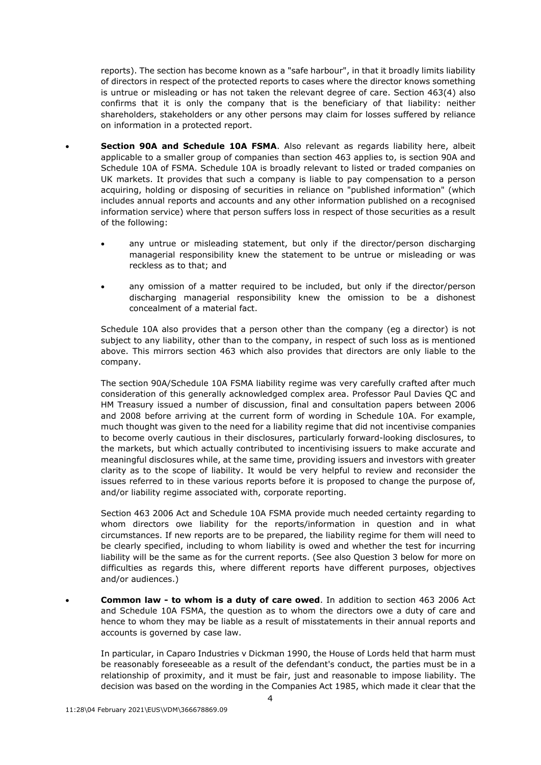reports). The section has become known as a "safe harbour", in that it broadly limits liability of directors in respect of the protected reports to cases where the director knows something is untrue or misleading or has not taken the relevant degree of care. Section 463(4) also confirms that it is only the company that is the beneficiary of that liability: neither shareholders, stakeholders or any other persons may claim for losses suffered by reliance on information in a protected report.

- **Section 90A and Schedule 10A FSMA**. Also relevant as regards liability here, albeit applicable to a smaller group of companies than section 463 applies to, is section 90A and Schedule 10A of FSMA. Schedule 10A is broadly relevant to listed or traded companies on UK markets. It provides that such a company is liable to pay compensation to a person acquiring, holding or disposing of securities in reliance on "published information" (which includes annual reports and accounts and any other information published on a recognised information service) where that person suffers loss in respect of those securities as a result of the following:

  - any untrue or misleading statement, but only if the director/person discharging managerial responsibility knew the statement to be untrue or misleading or was reckless as to that; and

  - any omission of a matter required to be included, but only if the director/person discharging managerial responsibility knew the omission to be a dishonest concealment of a material fact.

  Schedule 10A also provides that a person other than the company (eg a director) is not subject to any liability, other than to the company, in respect of such loss as is mentioned above. This mirrors section 463 which also provides that directors are only liable to the company.

  The section 90A/Schedule 10A FSMA liability regime was very carefully crafted after much consideration of this generally acknowledged complex area. Professor Paul Davies QC and HM Treasury issued a number of discussion, final and consultation papers between 2006 and 2008 before arriving at the current form of wording in Schedule 10A. For example, much thought was given to the need for a liability regime that did not incentivise companies to become overly cautious in their disclosures, particularly forward-looking disclosures, to the markets, but which actually contributed to incentivising issuers to make accurate and meaningful disclosures while, at the same time, providing issuers and investors with greater clarity as to the scope of liability. It would be very helpful to review and reconsider the issues referred to in these various reports before it is proposed to change the purpose of, and/or liability regime associated with, corporate reporting.

  Section 463 2006 Act and Schedule 10A FSMA provide much needed certainty regarding to whom directors owe liability for the reports/information in question and in what circumstances. If new reports are to be prepared, the liability regime for them will need to be clearly specified, including to whom liability is owed and whether the test for incurring liability will be the same as for the current reports. (See also Question 3 below for more on difficulties as regards this, where different reports have different purposes, objectives and/or audiences.)

- **Common law - to whom is a duty of care owed**. In addition to section 463 2006 Act and Schedule 10A FSMA, the question as to whom the directors owe a duty of care and hence to whom they may be liable as a result of misstatements in their annual reports and accounts is governed by case law.

  In particular, in Caparo Industries v Dickman 1990, the House of Lords held that harm must be reasonably foreseeable as a result of the defendant's conduct, the parties must be in a relationship of proximity, and it must be fair, just and reasonable to impose liability. The decision was based on the wording in the Companies Act 1985, which made it clear that the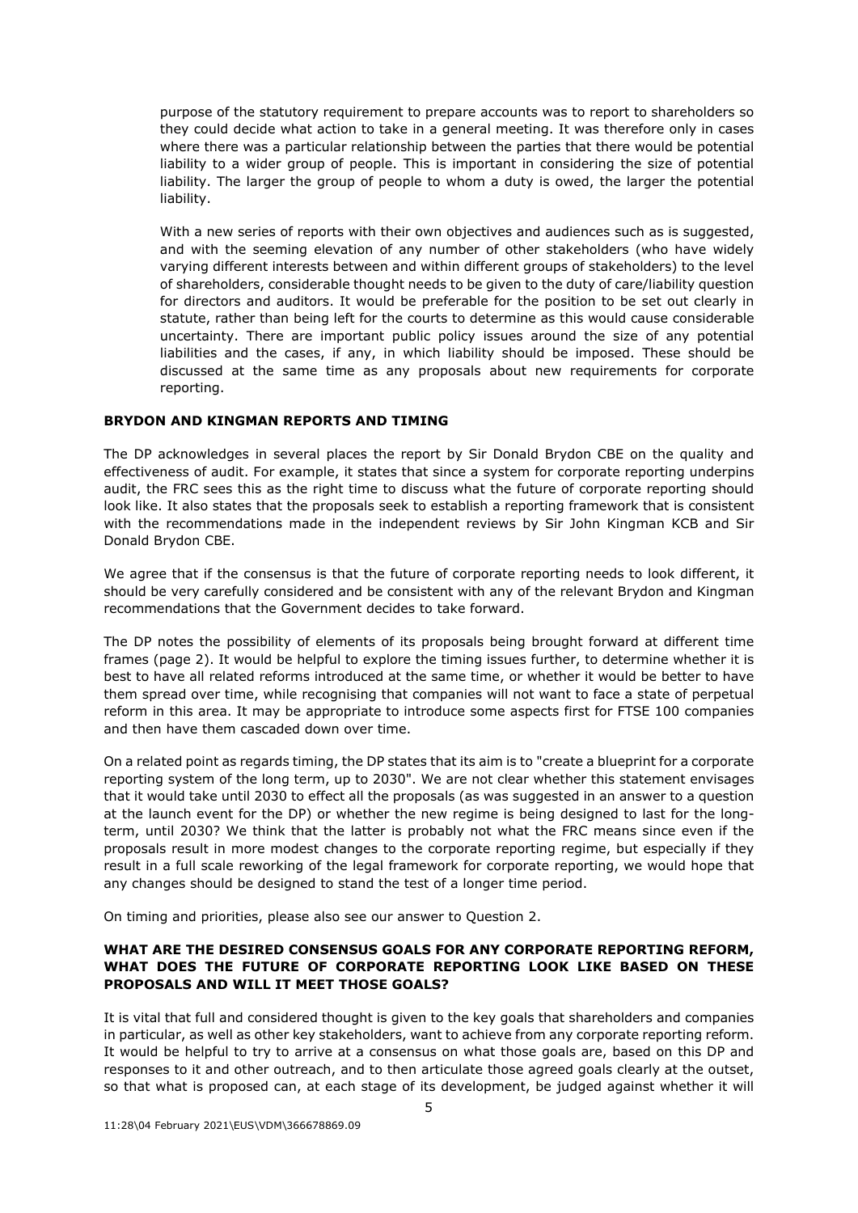purpose of the statutory requirement to prepare accounts was to report to shareholders so they could decide what action to take in a general meeting. It was therefore only in cases where there was a particular relationship between the parties that there would be potential liability to a wider group of people. This is important in considering the size of potential liability. The larger the group of people to whom a duty is owed, the larger the potential liability.

With a new series of reports with their own objectives and audiences such as is suggested, and with the seeming elevation of any number of other stakeholders (who have widely varying different interests between and within different groups of stakeholders) to the level of shareholders, considerable thought needs to be given to the duty of care/liability question for directors and auditors. It would be preferable for the position to be set out clearly in statute, rather than being left for the courts to determine as this would cause considerable uncertainty. There are important public policy issues around the size of any potential liabilities and the cases, if any, in which liability should be imposed. These should be discussed at the same time as any proposals about new requirements for corporate reporting.

**BRYDON AND KINGMAN REPORTS AND TIMING**

The DP acknowledges in several places the report by Sir Donald Brydon CBE on the quality and effectiveness of audit. For example, it states that since a system for corporate reporting underpins audit, the FRC sees this as the right time to discuss what the future of corporate reporting should look like. It also states that the proposals seek to establish a reporting framework that is consistent with the recommendations made in the independent reviews by Sir John Kingman KCB and Sir Donald Brydon CBE.

We agree that if the consensus is that the future of corporate reporting needs to look different, it should be very carefully considered and be consistent with any of the relevant Brydon and Kingman recommendations that the Government decides to take forward.

The DP notes the possibility of elements of its proposals being brought forward at different time frames (page 2). It would be helpful to explore the timing issues further, to determine whether it is best to have all related reforms introduced at the same time, or whether it would be better to have them spread over time, while recognising that companies will not want to face a state of perpetual reform in this area. It may be appropriate to introduce some aspects first for FTSE 100 companies and then have them cascaded down over time.

On a related point as regards timing, the DP states that its aim is to "create a blueprint for a corporate reporting system of the long term, up to 2030". We are not clear whether this statement envisages that it would take until 2030 to effect all the proposals (as was suggested in an answer to a question at the launch event for the DP) or whether the new regime is being designed to last for the long-term, until 2030? We think that the latter is probably not what the FRC means since even if the proposals result in more modest changes to the corporate reporting regime, but especially if they result in a full scale reworking of the legal framework for corporate reporting, we would hope that any changes should be designed to stand the test of a longer time period.

On timing and priorities, please also see our answer to Question 2.

**WHAT ARE THE DESIRED CONSENSUS GOALS FOR ANY CORPORATE REPORTING REFORM, WHAT DOES THE FUTURE OF CORPORATE REPORTING LOOK LIKE BASED ON THESE PROPOSALS AND WILL IT MEET THOSE GOALS?**

It is vital that full and considered thought is given to the key goals that shareholders and companies in particular, as well as other key stakeholders, want to achieve from any corporate reporting reform. It would be helpful to try to arrive at a consensus on what those goals are, based on this DP and responses to it and other outreach, and to then articulate those agreed goals clearly at the outset, so that what is proposed can, at each stage of its development, be judged against whether it will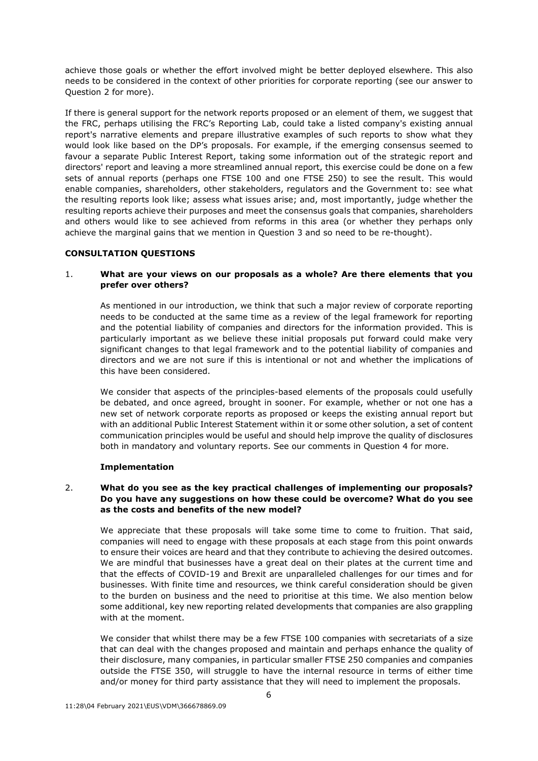achieve those goals or whether the effort involved might be better deployed elsewhere. This also needs to be considered in the context of other priorities for corporate reporting (see our answer to Question 2 for more).

If there is general support for the network reports proposed or an element of them, we suggest that the FRC, perhaps utilising the FRC's Reporting Lab, could take a listed company's existing annual report's narrative elements and prepare illustrative examples of such reports to show what they would look like based on the DP's proposals. For example, if the emerging consensus seemed to favour a separate Public Interest Report, taking some information out of the strategic report and directors' report and leaving a more streamlined annual report, this exercise could be done on a few sets of annual reports (perhaps one FTSE 100 and one FTSE 250) to see the result. This would enable companies, shareholders, other stakeholders, regulators and the Government to: see what the resulting reports look like; assess what issues arise; and, most importantly, judge whether the resulting reports achieve their purposes and meet the consensus goals that companies, shareholders and others would like to see achieved from reforms in this area (or whether they perhaps only achieve the marginal gains that we mention in Question 3 and so need to be re-thought).

**CONSULTATION QUESTIONS**

1. **What are your views on our proposals as a whole? Are there elements that you prefer over others?**

   As mentioned in our introduction, we think that such a major review of corporate reporting needs to be conducted at the same time as a review of the legal framework for reporting and the potential liability of companies and directors for the information provided. This is particularly important as we believe these initial proposals put forward could make very significant changes to that legal framework and to the potential liability of companies and directors and we are not sure if this is intentional or not and whether the implications of this have been considered.

   We consider that aspects of the principles-based elements of the proposals could usefully be debated, and once agreed, brought in sooner. For example, whether or not one has a new set of network corporate reports as proposed or keeps the existing annual report but with an additional Public Interest Statement within it or some other solution, a set of content communication principles would be useful and should help improve the quality of disclosures both in mandatory and voluntary reports. See our comments in Question 4 for more.

   **Implementation**

2. **What do you see as the key practical challenges of implementing our proposals? Do you have any suggestions on how these could be overcome? What do you see as the costs and benefits of the new model?**

   We appreciate that these proposals will take some time to come to fruition. That said, companies will need to engage with these proposals at each stage from this point onwards to ensure their voices are heard and that they contribute to achieving the desired outcomes. We are mindful that businesses have a great deal on their plates at the current time and that the effects of COVID-19 and Brexit are unparalleled challenges for our times and for businesses. With finite time and resources, we think careful consideration should be given to the burden on business and the need to prioritise at this time. We also mention below some additional, key new reporting related developments that companies are also grappling with at the moment.

   We consider that whilst there may be a few FTSE 100 companies with secretariats of a size that can deal with the changes proposed and maintain and perhaps enhance the quality of their disclosure, many companies, in particular smaller FTSE 250 companies and companies outside the FTSE 350, will struggle to have the internal resource in terms of either time and/or money for third party assistance that they will need to implement the proposals.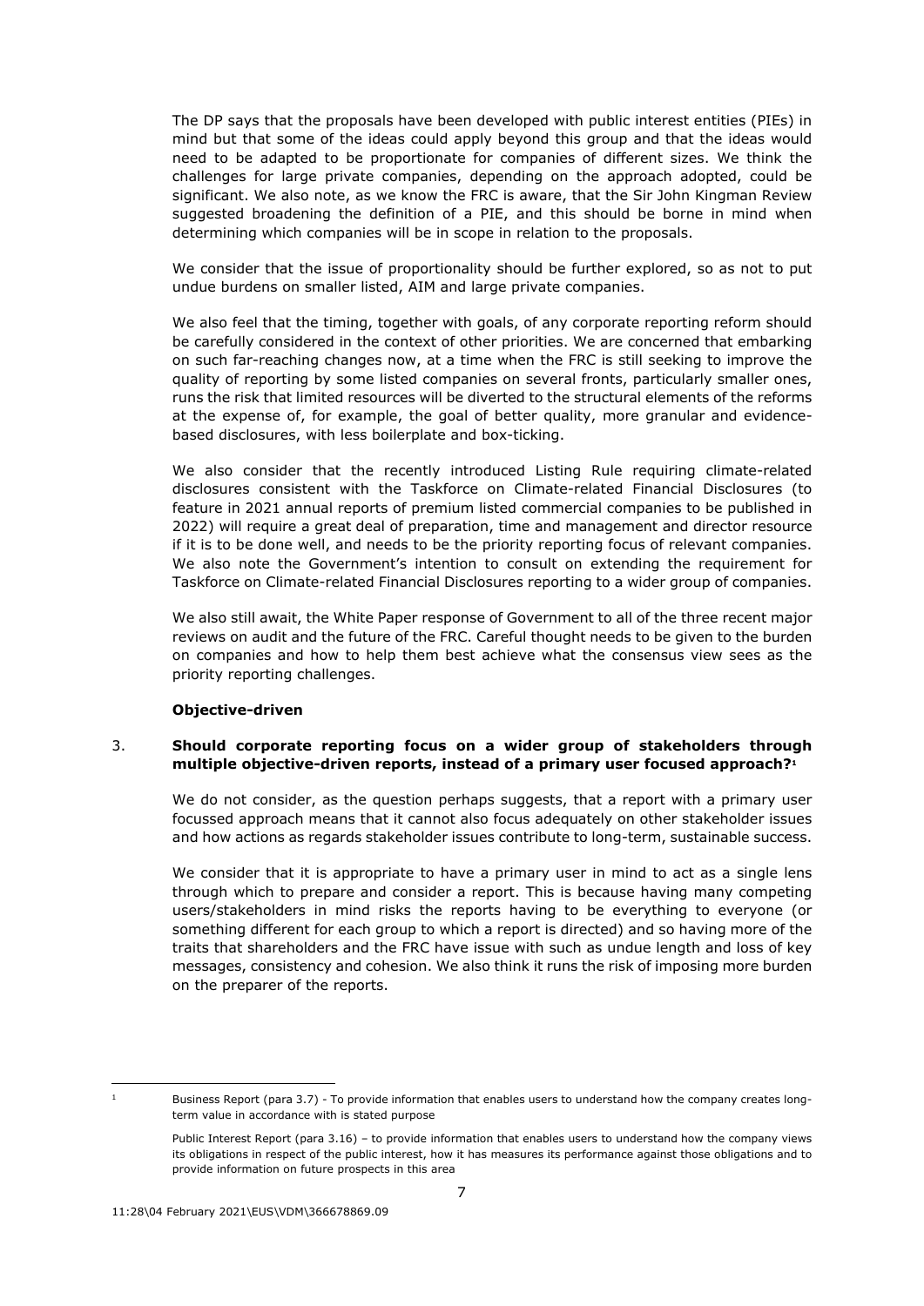The DP says that the proposals have been developed with public interest entities (PIEs) in mind but that some of the ideas could apply beyond this group and that the ideas would need to be adapted to be proportionate for companies of different sizes. We think the challenges for large private companies, depending on the approach adopted, could be significant. We also note, as we know the FRC is aware, that the Sir John Kingman Review suggested broadening the definition of a PIE, and this should be borne in mind when determining which companies will be in scope in relation to the proposals.

We consider that the issue of proportionality should be further explored, so as not to put undue burdens on smaller listed, AIM and large private companies.

We also feel that the timing, together with goals, of any corporate reporting reform should be carefully considered in the context of other priorities. We are concerned that embarking on such far-reaching changes now, at a time when the FRC is still seeking to improve the quality of reporting by some listed companies on several fronts, particularly smaller ones, runs the risk that limited resources will be diverted to the structural elements of the reforms at the expense of, for example, the goal of better quality, more granular and evidence-based disclosures, with less boilerplate and box-ticking.

We also consider that the recently introduced Listing Rule requiring climate-related disclosures consistent with the Taskforce on Climate-related Financial Disclosures (to feature in 2021 annual reports of premium listed commercial companies to be published in 2022) will require a great deal of preparation, time and management and director resource if it is to be done well, and needs to be the priority reporting focus of relevant companies. We also note the Government's intention to consult on extending the requirement for Taskforce on Climate-related Financial Disclosures reporting to a wider group of companies.

We also still await, the White Paper response of Government to all of the three recent major reviews on audit and the future of the FRC. Careful thought needs to be given to the burden on companies and how to help them best achieve what the consensus view sees as the priority reporting challenges.

**Objective-driven**

3. **Should corporate reporting focus on a wider group of stakeholders through multiple objective-driven reports, instead of a primary user focused approach?**[1]

We do not consider, as the question perhaps suggests, that a report with a primary user focussed approach means that it cannot also focus adequately on other stakeholder issues and how actions as regards stakeholder issues contribute to long-term, sustainable success.

We consider that it is appropriate to have a primary user in mind to act as a single lens through which to prepare and consider a report. This is because having many competing users/stakeholders in mind risks the reports having to be everything to everyone (or something different for each group to which a report is directed) and so having more of the traits that shareholders and the FRC have issue with such as undue length and loss of key messages, consistency and cohesion. We also think it runs the risk of imposing more burden on the preparer of the reports.

---

[1] Business Report (para 3.7) - To provide information that enables users to understand how the company creates long-term value in accordance with is stated purpose

Public Interest Report (para 3.16) – to provide information that enables users to understand how the company views its obligations in respect of the public interest, how it has measures its performance against those obligations and to provide information on future prospects in this area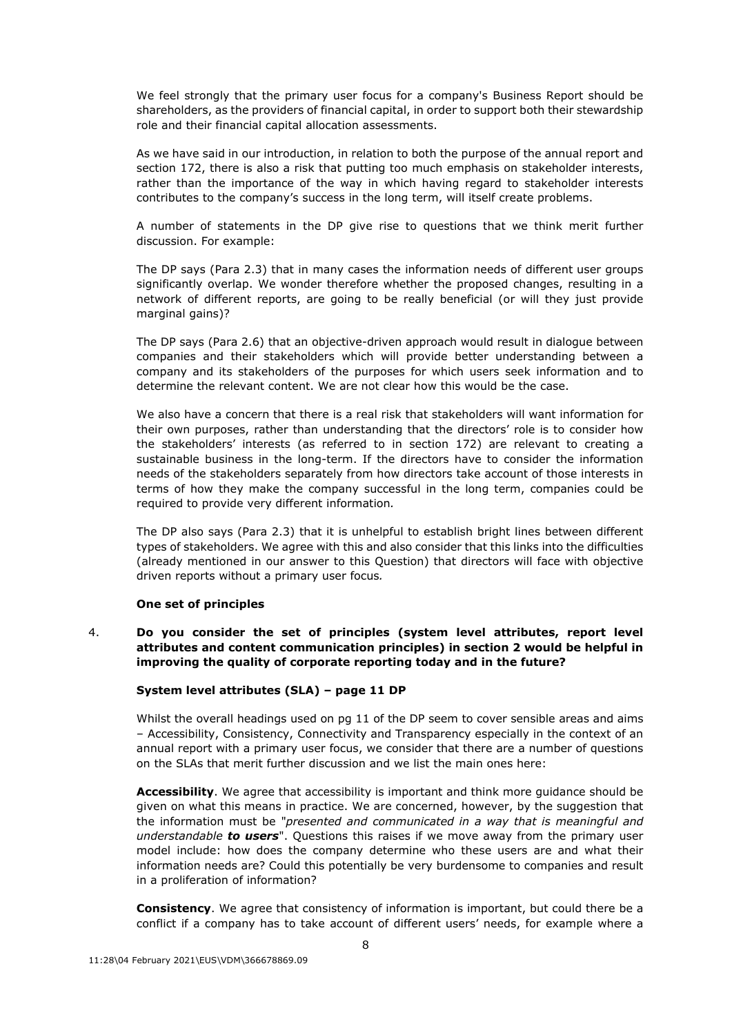We feel strongly that the primary user focus for a company's Business Report should be shareholders, as the providers of financial capital, in order to support both their stewardship role and their financial capital allocation assessments.

As we have said in our introduction, in relation to both the purpose of the annual report and section 172, there is also a risk that putting too much emphasis on stakeholder interests, rather than the importance of the way in which having regard to stakeholder interests contributes to the company's success in the long term, will itself create problems.

A number of statements in the DP give rise to questions that we think merit further discussion. For example:

The DP says (Para 2.3) that in many cases the information needs of different user groups significantly overlap. We wonder therefore whether the proposed changes, resulting in a network of different reports, are going to be really beneficial (or will they just provide marginal gains)?

The DP says (Para 2.6) that an objective-driven approach would result in dialogue between companies and their stakeholders which will provide better understanding between a company and its stakeholders of the purposes for which users seek information and to determine the relevant content. We are not clear how this would be the case.

We also have a concern that there is a real risk that stakeholders will want information for their own purposes, rather than understanding that the directors' role is to consider how the stakeholders' interests (as referred to in section 172) are relevant to creating a sustainable business in the long-term. If the directors have to consider the information needs of the stakeholders separately from how directors take account of those interests in terms of how they make the company successful in the long term, companies could be required to provide very different information.

The DP also says (Para 2.3) that it is unhelpful to establish bright lines between different types of stakeholders. We agree with this and also consider that this links into the difficulties (already mentioned in our answer to this Question) that directors will face with objective driven reports without a primary user focus.

**One set of principles**

4. **Do you consider the set of principles (system level attributes, report level attributes and content communication principles) in section 2 would be helpful in improving the quality of corporate reporting today and in the future?**

**System level attributes (SLA) – page 11 DP**

Whilst the overall headings used on pg 11 of the DP seem to cover sensible areas and aims – Accessibility, Consistency, Connectivity and Transparency especially in the context of an annual report with a primary user focus, we consider that there are a number of questions on the SLAs that merit further discussion and we list the main ones here:

**Accessibility**. We agree that accessibility is important and think more guidance should be given on what this means in practice. We are concerned, however, by the suggestion that the information must be "*presented and communicated in a way that is meaningful and understandable **to users***". Questions this raises if we move away from the primary user model include: how does the company determine who these users are and what their information needs are? Could this potentially be very burdensome to companies and result in a proliferation of information?

**Consistency**. We agree that consistency of information is important, but could there be a conflict if a company has to take account of different users' needs, for example where a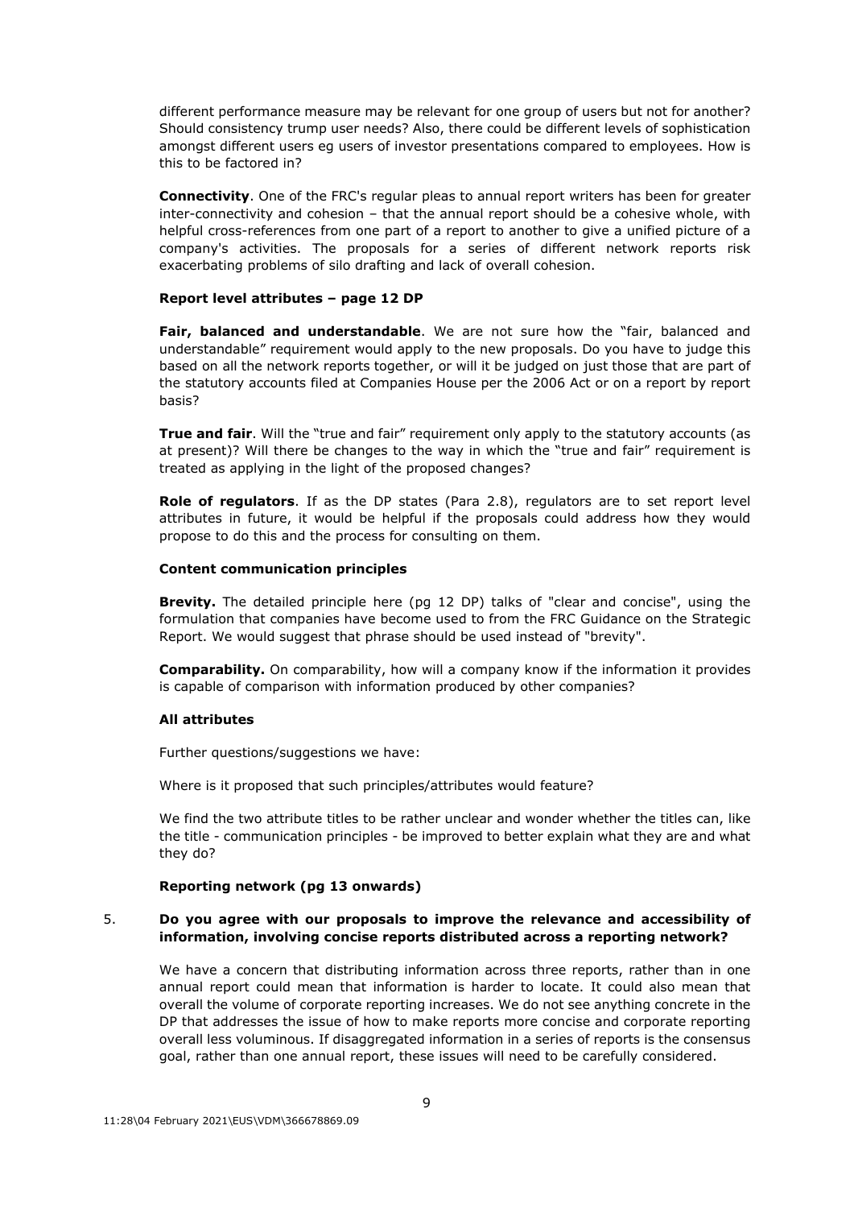different performance measure may be relevant for one group of users but not for another? Should consistency trump user needs? Also, there could be different levels of sophistication amongst different users eg users of investor presentations compared to employees. How is this to be factored in?

**Connectivity**. One of the FRC's regular pleas to annual report writers has been for greater inter-connectivity and cohesion – that the annual report should be a cohesive whole, with helpful cross-references from one part of a report to another to give a unified picture of a company's activities. The proposals for a series of different network reports risk exacerbating problems of silo drafting and lack of overall cohesion.

**Report level attributes – page 12 DP**

**Fair, balanced and understandable**. We are not sure how the "fair, balanced and understandable" requirement would apply to the new proposals. Do you have to judge this based on all the network reports together, or will it be judged on just those that are part of the statutory accounts filed at Companies House per the 2006 Act or on a report by report basis?

**True and fair**. Will the "true and fair" requirement only apply to the statutory accounts (as at present)? Will there be changes to the way in which the "true and fair" requirement is treated as applying in the light of the proposed changes?

**Role of regulators**. If as the DP states (Para 2.8), regulators are to set report level attributes in future, it would be helpful if the proposals could address how they would propose to do this and the process for consulting on them.

**Content communication principles**

**Brevity.** The detailed principle here (pg 12 DP) talks of "clear and concise", using the formulation that companies have become used to from the FRC Guidance on the Strategic Report. We would suggest that phrase should be used instead of "brevity".

**Comparability.** On comparability, how will a company know if the information it provides is capable of comparison with information produced by other companies?

**All attributes**

Further questions/suggestions we have:

Where is it proposed that such principles/attributes would feature?

We find the two attribute titles to be rather unclear and wonder whether the titles can, like the title - communication principles - be improved to better explain what they are and what they do?

**Reporting network (pg 13 onwards)**

5. **Do you agree with our proposals to improve the relevance and accessibility of information, involving concise reports distributed across a reporting network?**

We have a concern that distributing information across three reports, rather than in one annual report could mean that information is harder to locate. It could also mean that overall the volume of corporate reporting increases. We do not see anything concrete in the DP that addresses the issue of how to make reports more concise and corporate reporting overall less voluminous. If disaggregated information in a series of reports is the consensus goal, rather than one annual report, these issues will need to be carefully considered.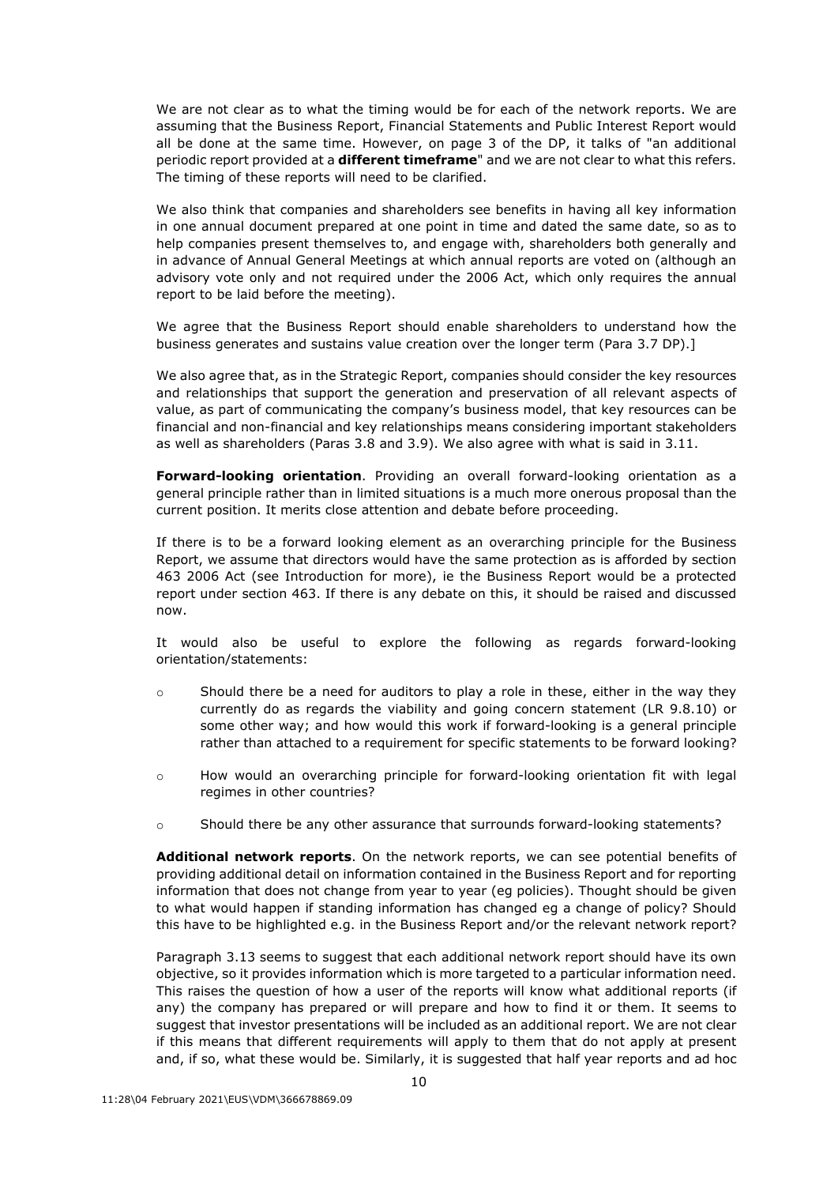We are not clear as to what the timing would be for each of the network reports. We are assuming that the Business Report, Financial Statements and Public Interest Report would all be done at the same time. However, on page 3 of the DP, it talks of "an additional periodic report provided at a **different timeframe**" and we are not clear to what this refers. The timing of these reports will need to be clarified.

We also think that companies and shareholders see benefits in having all key information in one annual document prepared at one point in time and dated the same date, so as to help companies present themselves to, and engage with, shareholders both generally and in advance of Annual General Meetings at which annual reports are voted on (although an advisory vote only and not required under the 2006 Act, which only requires the annual report to be laid before the meeting).

We agree that the Business Report should enable shareholders to understand how the business generates and sustains value creation over the longer term (Para 3.7 DP).]

We also agree that, as in the Strategic Report, companies should consider the key resources and relationships that support the generation and preservation of all relevant aspects of value, as part of communicating the company's business model, that key resources can be financial and non-financial and key relationships means considering important stakeholders as well as shareholders (Paras 3.8 and 3.9). We also agree with what is said in 3.11.

**Forward-looking orientation**. Providing an overall forward-looking orientation as a general principle rather than in limited situations is a much more onerous proposal than the current position. It merits close attention and debate before proceeding.

If there is to be a forward looking element as an overarching principle for the Business Report, we assume that directors would have the same protection as is afforded by section 463 2006 Act (see Introduction for more), ie the Business Report would be a protected report under section 463. If there is any debate on this, it should be raised and discussed now.

It would also be useful to explore the following as regards forward-looking orientation/statements:

- Should there be a need for auditors to play a role in these, either in the way they currently do as regards the viability and going concern statement (LR 9.8.10) or some other way; and how would this work if forward-looking is a general principle rather than attached to a requirement for specific statements to be forward looking?
- How would an overarching principle for forward-looking orientation fit with legal regimes in other countries?
- Should there be any other assurance that surrounds forward-looking statements?

**Additional network reports**. On the network reports, we can see potential benefits of providing additional detail on information contained in the Business Report and for reporting information that does not change from year to year (eg policies). Thought should be given to what would happen if standing information has changed eg a change of policy? Should this have to be highlighted e.g. in the Business Report and/or the relevant network report?

Paragraph 3.13 seems to suggest that each additional network report should have its own objective, so it provides information which is more targeted to a particular information need. This raises the question of how a user of the reports will know what additional reports (if any) the company has prepared or will prepare and how to find it or them. It seems to suggest that investor presentations will be included as an additional report. We are not clear if this means that different requirements will apply to them that do not apply at present and, if so, what these would be. Similarly, it is suggested that half year reports and ad hoc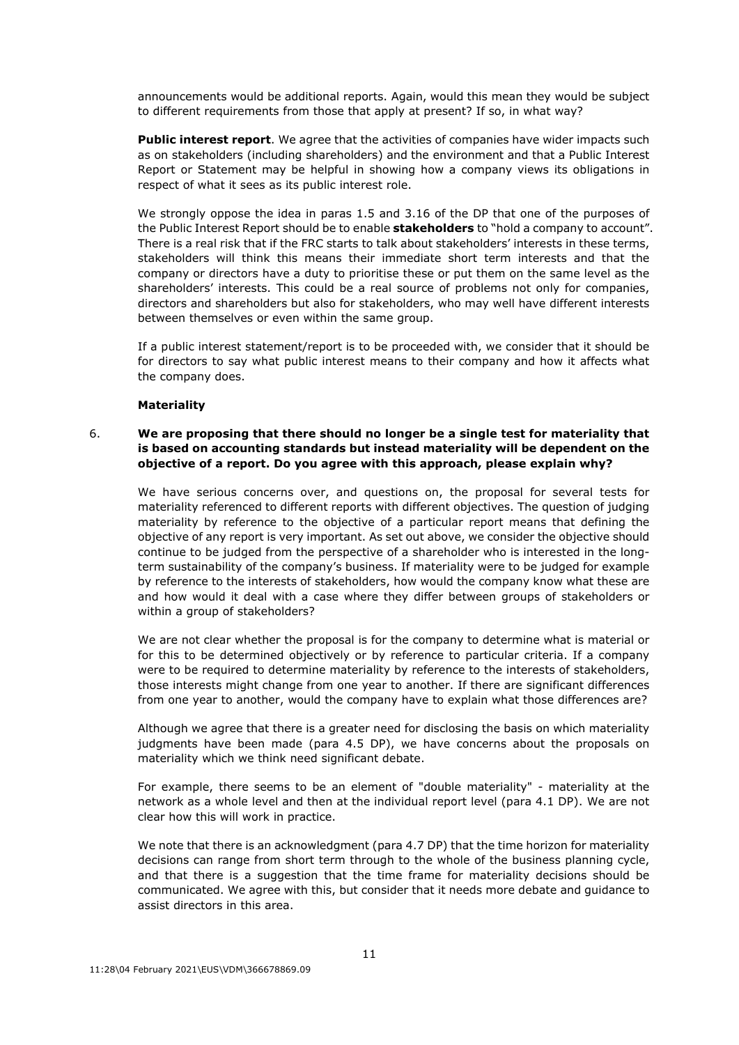announcements would be additional reports. Again, would this mean they would be subject to different requirements from those that apply at present? If so, in what way?

**Public interest report**. We agree that the activities of companies have wider impacts such as on stakeholders (including shareholders) and the environment and that a Public Interest Report or Statement may be helpful in showing how a company views its obligations in respect of what it sees as its public interest role.

We strongly oppose the idea in paras 1.5 and 3.16 of the DP that one of the purposes of the Public Interest Report should be to enable **stakeholders** to "hold a company to account". There is a real risk that if the FRC starts to talk about stakeholders' interests in these terms, stakeholders will think this means their immediate short term interests and that the company or directors have a duty to prioritise these or put them on the same level as the shareholders' interests. This could be a real source of problems not only for companies, directors and shareholders but also for stakeholders, who may well have different interests between themselves or even within the same group.

If a public interest statement/report is to be proceeded with, we consider that it should be for directors to say what public interest means to their company and how it affects what the company does.

**Materiality**

6. **We are proposing that there should no longer be a single test for materiality that is based on accounting standards but instead materiality will be dependent on the objective of a report. Do you agree with this approach, please explain why?**

We have serious concerns over, and questions on, the proposal for several tests for materiality referenced to different reports with different objectives. The question of judging materiality by reference to the objective of a particular report means that defining the objective of any report is very important. As set out above, we consider the objective should continue to be judged from the perspective of a shareholder who is interested in the long-term sustainability of the company's business. If materiality were to be judged for example by reference to the interests of stakeholders, how would the company know what these are and how would it deal with a case where they differ between groups of stakeholders or within a group of stakeholders?

We are not clear whether the proposal is for the company to determine what is material or for this to be determined objectively or by reference to particular criteria. If a company were to be required to determine materiality by reference to the interests of stakeholders, those interests might change from one year to another. If there are significant differences from one year to another, would the company have to explain what those differences are?

Although we agree that there is a greater need for disclosing the basis on which materiality judgments have been made (para 4.5 DP), we have concerns about the proposals on materiality which we think need significant debate.

For example, there seems to be an element of "double materiality" - materiality at the network as a whole level and then at the individual report level (para 4.1 DP). We are not clear how this will work in practice.

We note that there is an acknowledgment (para 4.7 DP) that the time horizon for materiality decisions can range from short term through to the whole of the business planning cycle, and that there is a suggestion that the time frame for materiality decisions should be communicated. We agree with this, but consider that it needs more debate and guidance to assist directors in this area.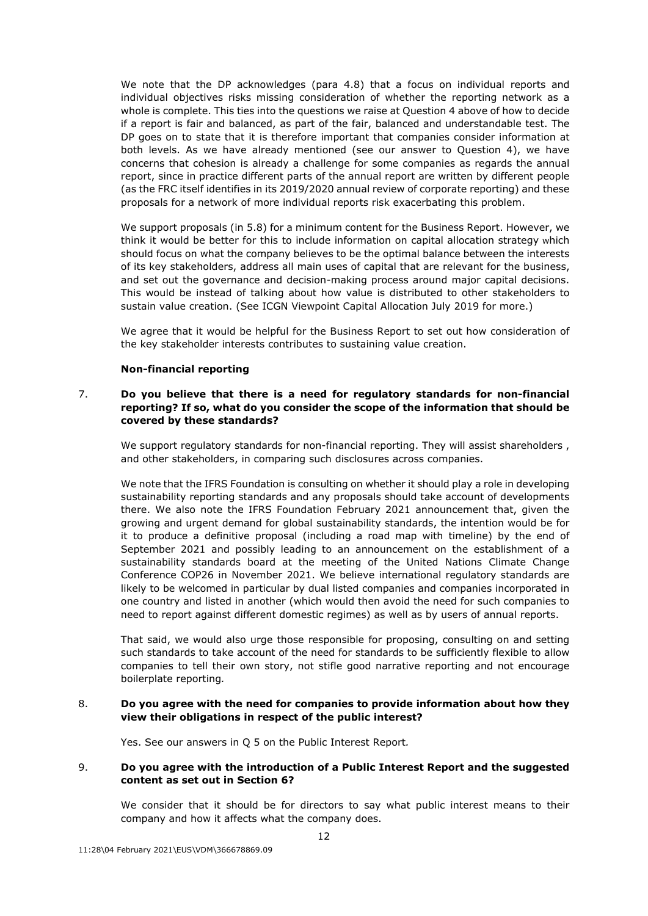We note that the DP acknowledges (para 4.8) that a focus on individual reports and individual objectives risks missing consideration of whether the reporting network as a whole is complete. This ties into the questions we raise at Question 4 above of how to decide if a report is fair and balanced, as part of the fair, balanced and understandable test. The DP goes on to state that it is therefore important that companies consider information at both levels. As we have already mentioned (see our answer to Question 4), we have concerns that cohesion is already a challenge for some companies as regards the annual report, since in practice different parts of the annual report are written by different people (as the FRC itself identifies in its 2019/2020 annual review of corporate reporting) and these proposals for a network of more individual reports risk exacerbating this problem.

We support proposals (in 5.8) for a minimum content for the Business Report. However, we think it would be better for this to include information on capital allocation strategy which should focus on what the company believes to be the optimal balance between the interests of its key stakeholders, address all main uses of capital that are relevant for the business, and set out the governance and decision-making process around major capital decisions. This would be instead of talking about how value is distributed to other stakeholders to sustain value creation. (See ICGN Viewpoint Capital Allocation July 2019 for more.)

We agree that it would be helpful for the Business Report to set out how consideration of the key stakeholder interests contributes to sustaining value creation.

**Non-financial reporting**

7. **Do you believe that there is a need for regulatory standards for non-financial reporting? If so, what do you consider the scope of the information that should be covered by these standards?**

We support regulatory standards for non-financial reporting. They will assist shareholders , and other stakeholders, in comparing such disclosures across companies.

We note that the IFRS Foundation is consulting on whether it should play a role in developing sustainability reporting standards and any proposals should take account of developments there. We also note the IFRS Foundation February 2021 announcement that, given the growing and urgent demand for global sustainability standards, the intention would be for it to produce a definitive proposal (including a road map with timeline) by the end of September 2021 and possibly leading to an announcement on the establishment of a sustainability standards board at the meeting of the United Nations Climate Change Conference COP26 in November 2021. We believe international regulatory standards are likely to be welcomed in particular by dual listed companies and companies incorporated in one country and listed in another (which would then avoid the need for such companies to need to report against different domestic regimes) as well as by users of annual reports.

That said, we would also urge those responsible for proposing, consulting on and setting such standards to take account of the need for standards to be sufficiently flexible to allow companies to tell their own story, not stifle good narrative reporting and not encourage boilerplate reporting.

8. **Do you agree with the need for companies to provide information about how they view their obligations in respect of the public interest?**

Yes. See our answers in Q 5 on the Public Interest Report.

9. **Do you agree with the introduction of a Public Interest Report and the suggested content as set out in Section 6?**

We consider that it should be for directors to say what public interest means to their company and how it affects what the company does.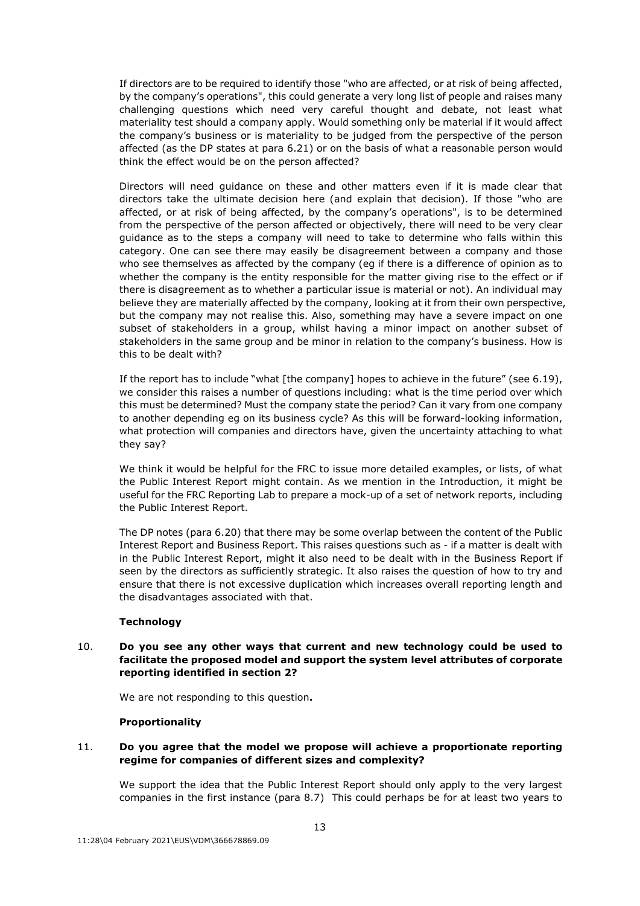If directors are to be required to identify those "who are affected, or at risk of being affected, by the company's operations", this could generate a very long list of people and raises many challenging questions which need very careful thought and debate, not least what materiality test should a company apply. Would something only be material if it would affect the company's business or is materiality to be judged from the perspective of the person affected (as the DP states at para 6.21) or on the basis of what a reasonable person would think the effect would be on the person affected?

Directors will need guidance on these and other matters even if it is made clear that directors take the ultimate decision here (and explain that decision). If those "who are affected, or at risk of being affected, by the company's operations", is to be determined from the perspective of the person affected or objectively, there will need to be very clear guidance as to the steps a company will need to take to determine who falls within this category. One can see there may easily be disagreement between a company and those who see themselves as affected by the company (eg if there is a difference of opinion as to whether the company is the entity responsible for the matter giving rise to the effect or if there is disagreement as to whether a particular issue is material or not). An individual may believe they are materially affected by the company, looking at it from their own perspective, but the company may not realise this. Also, something may have a severe impact on one subset of stakeholders in a group, whilst having a minor impact on another subset of stakeholders in the same group and be minor in relation to the company's business. How is this to be dealt with?

If the report has to include "what [the company] hopes to achieve in the future" (see 6.19), we consider this raises a number of questions including: what is the time period over which this must be determined? Must the company state the period? Can it vary from one company to another depending eg on its business cycle? As this will be forward-looking information, what protection will companies and directors have, given the uncertainty attaching to what they say?

We think it would be helpful for the FRC to issue more detailed examples, or lists, of what the Public Interest Report might contain. As we mention in the Introduction, it might be useful for the FRC Reporting Lab to prepare a mock-up of a set of network reports, including the Public Interest Report.

The DP notes (para 6.20) that there may be some overlap between the content of the Public Interest Report and Business Report. This raises questions such as - if a matter is dealt with in the Public Interest Report, might it also need to be dealt with in the Business Report if seen by the directors as sufficiently strategic. It also raises the question of how to try and ensure that there is not excessive duplication which increases overall reporting length and the disadvantages associated with that.

**Technology**

10. **Do you see any other ways that current and new technology could be used to facilitate the proposed model and support the system level attributes of corporate reporting identified in section 2?**

We are not responding to this question**.**

**Proportionality**

11. **Do you agree that the model we propose will achieve a proportionate reporting regime for companies of different sizes and complexity?**

We support the idea that the Public Interest Report should only apply to the very largest companies in the first instance (para 8.7) This could perhaps be for at least two years to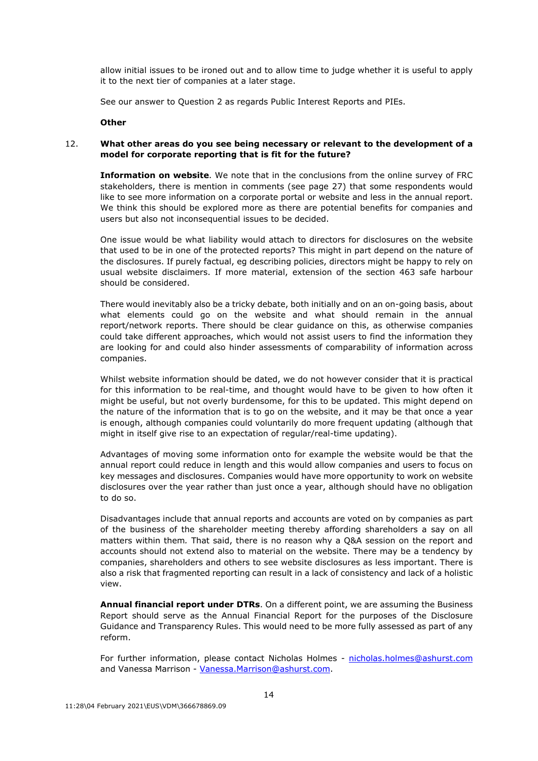allow initial issues to be ironed out and to allow time to judge whether it is useful to apply it to the next tier of companies at a later stage.

See our answer to Question 2 as regards Public Interest Reports and PIEs.

**Other**

12. **What other areas do you see being necessary or relevant to the development of a model for corporate reporting that is fit for the future?**

**Information on website**. We note that in the conclusions from the online survey of FRC stakeholders, there is mention in comments (see page 27) that some respondents would like to see more information on a corporate portal or website and less in the annual report. We think this should be explored more as there are potential benefits for companies and users but also not inconsequential issues to be decided.

One issue would be what liability would attach to directors for disclosures on the website that used to be in one of the protected reports? This might in part depend on the nature of the disclosures. If purely factual, eg describing policies, directors might be happy to rely on usual website disclaimers. If more material, extension of the section 463 safe harbour should be considered.

There would inevitably also be a tricky debate, both initially and on an on-going basis, about what elements could go on the website and what should remain in the annual report/network reports. There should be clear guidance on this, as otherwise companies could take different approaches, which would not assist users to find the information they are looking for and could also hinder assessments of comparability of information across companies.

Whilst website information should be dated, we do not however consider that it is practical for this information to be real-time, and thought would have to be given to how often it might be useful, but not overly burdensome, for this to be updated. This might depend on the nature of the information that is to go on the website, and it may be that once a year is enough, although companies could voluntarily do more frequent updating (although that might in itself give rise to an expectation of regular/real-time updating).

Advantages of moving some information onto for example the website would be that the annual report could reduce in length and this would allow companies and users to focus on key messages and disclosures. Companies would have more opportunity to work on website disclosures over the year rather than just once a year, although should have no obligation to do so.

Disadvantages include that annual reports and accounts are voted on by companies as part of the business of the shareholder meeting thereby affording shareholders a say on all matters within them*.* That said, there is no reason why a Q&A session on the report and accounts should not extend also to material on the website. There may be a tendency by companies, shareholders and others to see website disclosures as less important. There is also a risk that fragmented reporting can result in a lack of consistency and lack of a holistic view.

**Annual financial report under DTRs**. On a different point, we are assuming the Business Report should serve as the Annual Financial Report for the purposes of the Disclosure Guidance and Transparency Rules. This would need to be more fully assessed as part of any reform.

For further information, please contact Nicholas Holmes - nicholas.holmes@ashurst.com and Vanessa Marrison - Vanessa.Marrison@ashurst.com.

11:28\04 February 2021\EUS\VDM\366678869.09